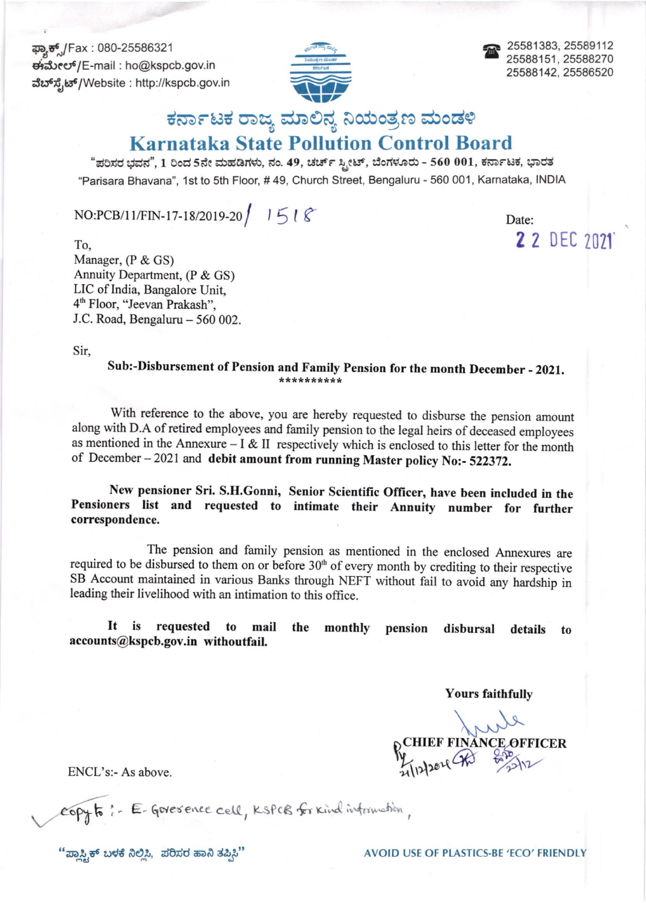ಫ್ಯಾಕ್ಸ್/Fax : 080-25586321
ಈಮೇಲ್/E-mail : ho@kspcb.gov.in
ವೆಬ್‌ಸೈಟ್/Website : http://kspcb.gov.in

25581383, 25589112
25588151, 25588270
25588142, 25586520

# ಕರ್ನಾಟಕ ರಾಜ್ಯ ಮಾಲಿನ್ಯ ನಿಯಂತ್ರಣ ಮಂಡಳಿ
# Karnataka State Pollution Control Board

"ಪರಿಸರ ಭವನ", 1 ರಿಂದ 5ನೇ ಮಹಡಿಗಳು, ನಂ. 49, ಚರ್ಚ್ ಸ್ಟ್ರೀಟ್, ಬೆಂಗಳೂರು - 560 001, ಕರ್ನಾಟಕ, ಭಾರತ
"Parisara Bhavana", 1st to 5th Floor, # 49, Church Street, Bengaluru - 560 001, Karnataka, INDIA

NO:PCB/11/FIN-17-18/2019-20/ 1518

Date: 22 DEC 2021

To,
Manager, (P & GS)
Annuity Department, (P & GS)
LIC of India, Bangalore Unit,
4th Floor, "Jeevan Prakash",
J.C. Road, Bengaluru – 560 002.

Sir,

**Sub:-Disbursement of Pension and Family Pension for the month December - 2021.**

**********

With reference to the above, you are hereby requested to disburse the pension amount along with D.A of retired employees and family pension to the legal heirs of deceased employees as mentioned in the Annexure – I & II respectively which is enclosed to this letter for the month of December – 2021 and **debit amount from running Master policy No:- 522372.**

**New pensioner Sri. S.H.Gonni, Senior Scientific Officer, have been included in the Pensioners list and requested to intimate their Annuity number for further correspondence.**

The pension and family pension as mentioned in the enclosed Annexures are required to be disbursed to them on or before 30th of every month by crediting to their respective SB Account maintained in various Banks through NEFT without fail to avoid any hardship in leading their livelihood with an intimation to this office.

**It is requested to mail the monthly pension disbursal details to accounts@kspcb.gov.in withoutfail.**

Yours faithfully

**CHIEF FINANCE OFFICER**

ENCL's:- As above.

Copy to :- E-Governence cell, KSPCB for kind information,

"ಪ್ಲಾಸ್ಟಿಕ್ ಬಳಕೆ ನಿಲ್ಲಿಸಿ, ಪರಿಸರ ಹಾನಿ ತಪ್ಪಿಸಿ"

AVOID USE OF PLASTICS-BE 'ECO' FRIENDLY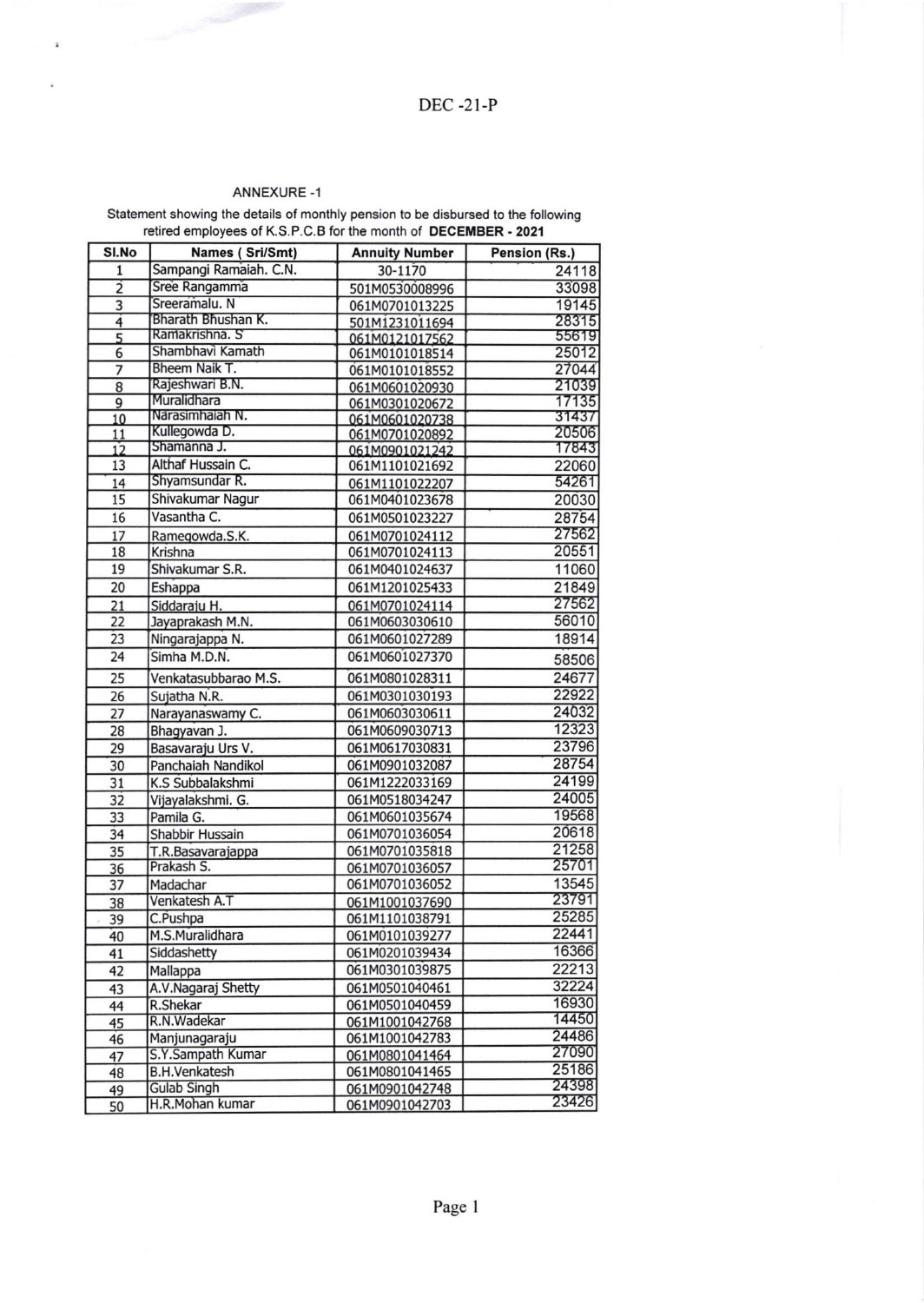DEC -21-P

ANNEXURE -1

Statement showing the details of monthly pension to be disbursed to the following retired employees of K.S.P.C.B for the month of **DECEMBER - 2021**

| Sl.No | Names ( Sri/Smt) | Annuity Number | Pension (Rs.) |
|---|---|---|---|
| 1 | Sampangi Ramaiah. C.N. | 30-1170 | 24118 |
| 2 | Sree Rangamma | 501M0530008996 | 33098 |
| 3 | Sreeramalu. N | 061M0701013225 | 19145 |
| 4 | Bharath Bhushan K. | 501M1231011694 | 28315 |
| 5 | Ramakrishna. S | 061M0121017562 | 55619 |
| 6 | Shambhavi Kamath | 061M0101018514 | 25012 |
| 7 | Bheem Naik T. | 061M0101018552 | 27044 |
| 8 | Rajeshwari B.N. | 061M0601020930 | 21039 |
| 9 | Muralidhara | 061M0301020672 | 17135 |
| 10 | Narasimhaiah N. | 061M0601020738 | 31437 |
| 11 | Kullegowda D. | 061M0701020892 | 20506 |
| 12 | Shamanna J. | 061M0901021242 | 17843 |
| 13 | Althaf Hussain C. | 061M1101021692 | 22060 |
| 14 | Shyamsundar R. | 061M1101022207 | 54261 |
| 15 | Shivakumar Nagur | 061M0401023678 | 20030 |
| 16 | Vasantha C. | 061M0501023227 | 28754 |
| 17 | Ramegowda.S.K. | 061M0701024112 | 27562 |
| 18 | Krishna | 061M0701024113 | 20551 |
| 19 | Shivakumar S.R. | 061M0401024637 | 11060 |
| 20 | Eshappa | 061M1201025433 | 21849 |
| 21 | Siddaraju H. | 061M0701024114 | 27562 |
| 22 | Jayaprakash M.N. | 061M0603030610 | 56010 |
| 23 | Ningarajappa N. | 061M0601027289 | 18914 |
| 24 | Simha M.D.N. | 061M0601027370 | 58506 |
| 25 | Venkatasubbarao M.S. | 061M0801028311 | 24677 |
| 26 | Sujatha N.R. | 061M0301030193 | 22922 |
| 27 | Narayanaswamy C. | 061M0603030611 | 24032 |
| 28 | Bhagyavan J. | 061M0609030713 | 12323 |
| 29 | Basavaraju Urs V. | 061M0617030831 | 23796 |
| 30 | Panchaiah Nandikol | 061M0901032087 | 28754 |
| 31 | K.S Subbalakshmi | 061M1222033169 | 24199 |
| 32 | Vijayalakshmi. G. | 061M0518034247 | 24005 |
| 33 | Pamila G. | 061M0601035674 | 19568 |
| 34 | Shabbir Hussain | 061M0701036054 | 20618 |
| 35 | T.R.Basavarajappa | 061M0701035818 | 21258 |
| 36 | Prakash S. | 061M0701036057 | 25701 |
| 37 | Madachar | 061M0701036052 | 13545 |
| 38 | Venkatesh A.T | 061M1001037690 | 23791 |
| 39 | C.Pushpa | 061M1101038791 | 25285 |
| 40 | M.S.Muralidhara | 061M0101039277 | 22441 |
| 41 | Siddashetty | 061M0201039434 | 16366 |
| 42 | Mallappa | 061M0301039875 | 22213 |
| 43 | A.V.Nagaraj Shetty | 061M0501040461 | 32224 |
| 44 | R.Shekar | 061M0501040459 | 16930 |
| 45 | R.N.Wadekar | 061M1001042768 | 14450 |
| 46 | Manjunagaraju | 061M1001042783 | 24486 |
| 47 | S.Y.Sampath Kumar | 061M0801041464 | 27090 |
| 48 | B.H.Venkatesh | 061M0801041465 | 25186 |
| 49 | Gulab Singh | 061M0901042748 | 24398 |
| 50 | H.R.Mohan kumar | 061M0901042703 | 23426 |